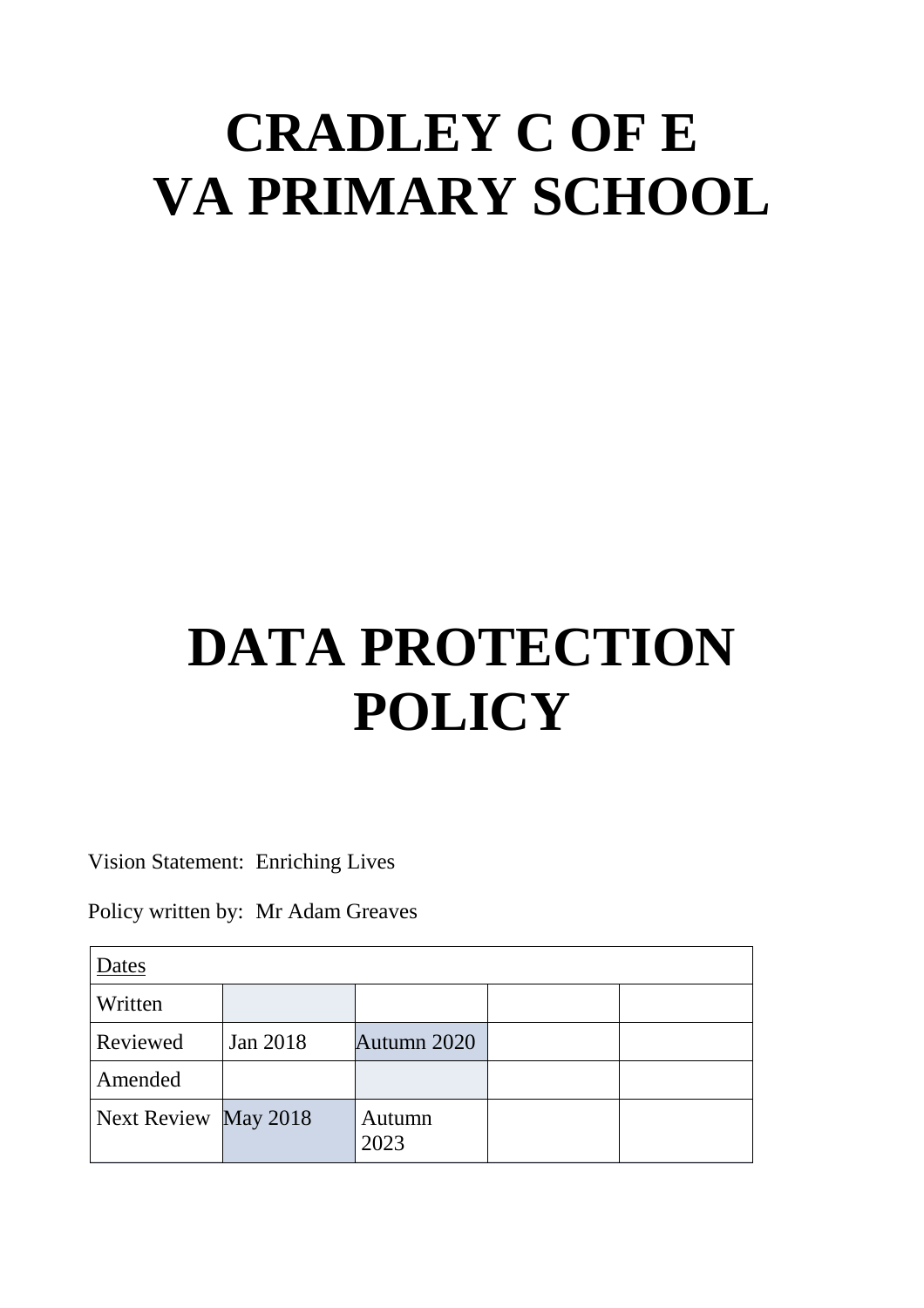# CRADLEY C OF E VA PRIMARY SCHOOL

# DATA PROTECTION POLICY

Vision Statement: Enriching Lives

Policy written by: Mr Adam Greaves

| Dates | | | | |
|---|---|---|---|---|
| Written | | | | |
| Reviewed | Jan 2018 | Autumn 2020 | | |
| Amended | | | | |
| Next Review | May 2018 | Autumn 2023 | | |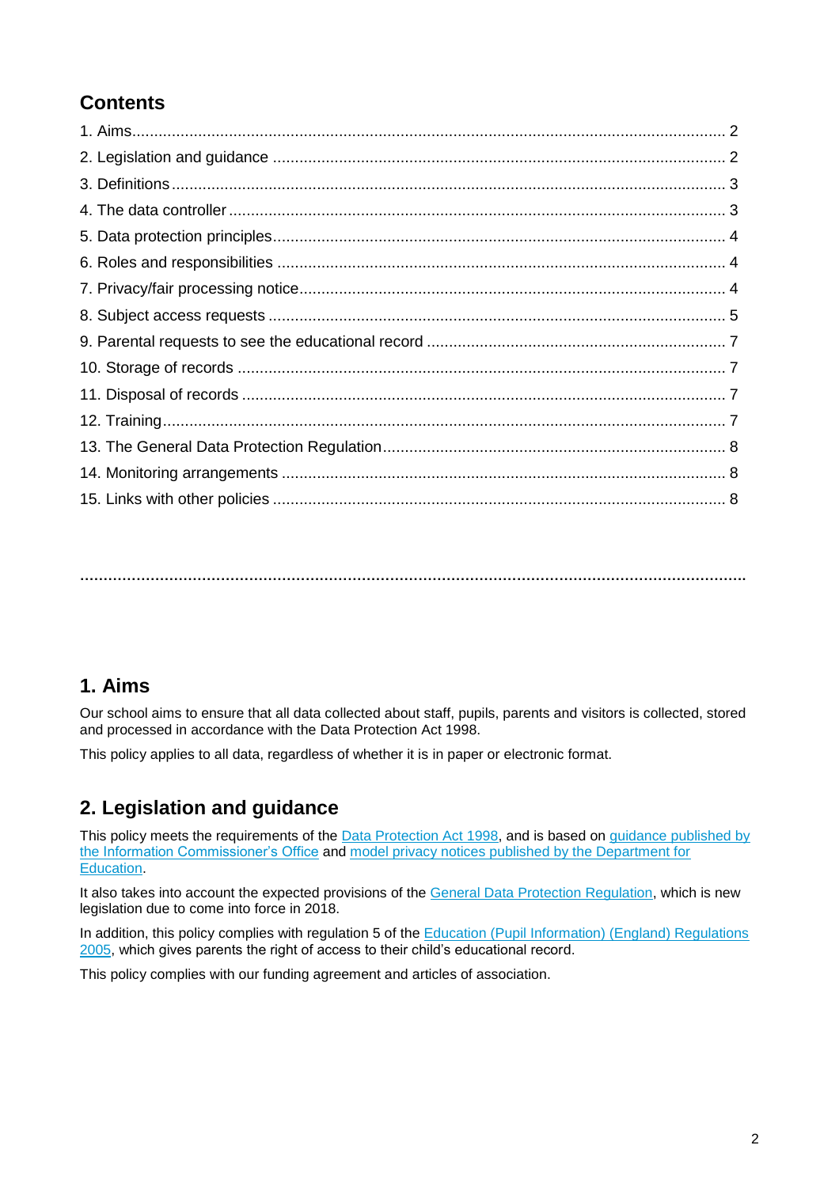## Contents

1. Aims.......... 2
2. Legislation and guidance .......... 2
3. Definitions .......... 3
4. The data controller .......... 3
5. Data protection principles .......... 4
6. Roles and responsibilities .......... 4
7. Privacy/fair processing notice .......... 4
8. Subject access requests .......... 5
9. Parental requests to see the educational record .......... 7
10. Storage of records .......... 7
11. Disposal of records .......... 7
12. Training .......... 7
13. The General Data Protection Regulation .......... 8
14. Monitoring arrangements .......... 8
15. Links with other policies .......... 8

---

## 1. Aims

Our school aims to ensure that all data collected about staff, pupils, parents and visitors is collected, stored and processed in accordance with the Data Protection Act 1998.

This policy applies to all data, regardless of whether it is in paper or electronic format.

## 2. Legislation and guidance

This policy meets the requirements of the Data Protection Act 1998, and is based on guidance published by the Information Commissioner's Office and model privacy notices published by the Department for Education.

It also takes into account the expected provisions of the General Data Protection Regulation, which is new legislation due to come into force in 2018.

In addition, this policy complies with regulation 5 of the Education (Pupil Information) (England) Regulations 2005, which gives parents the right of access to their child's educational record.

This policy complies with our funding agreement and articles of association.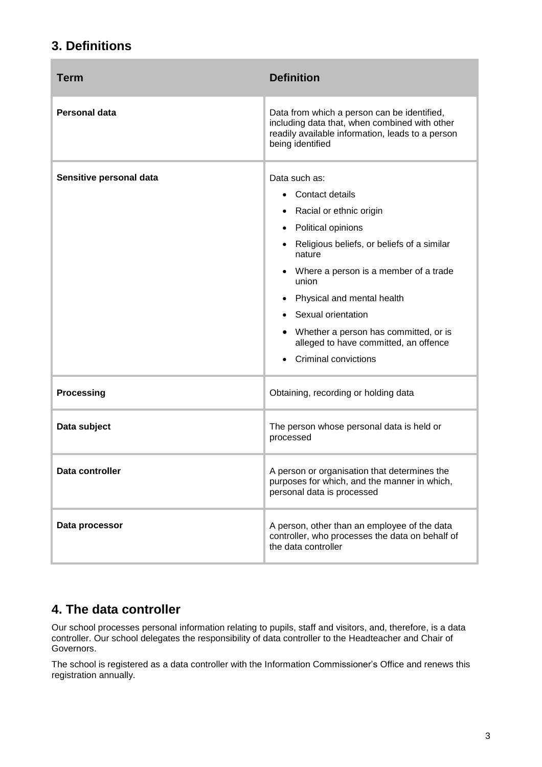## 3. Definitions

| Term | Definition |
|---|---|
| **Personal data** | Data from which a person can be identified, including data that, when combined with other readily available information, leads to a person being identified |
| **Sensitive personal data** | Data such as:<br>• Contact details<br>• Racial or ethnic origin<br>• Political opinions<br>• Religious beliefs, or beliefs of a similar nature<br>• Where a person is a member of a trade union<br>• Physical and mental health<br>• Sexual orientation<br>• Whether a person has committed, or is alleged to have committed, an offence<br>• Criminal convictions |
| **Processing** | Obtaining, recording or holding data |
| **Data subject** | The person whose personal data is held or processed |
| **Data controller** | A person or organisation that determines the purposes for which, and the manner in which, personal data is processed |
| **Data processor** | A person, other than an employee of the data controller, who processes the data on behalf of the data controller |

## 4. The data controller

Our school processes personal information relating to pupils, staff and visitors, and, therefore, is a data controller. Our school delegates the responsibility of data controller to the Headteacher and Chair of Governors.

The school is registered as a data controller with the Information Commissioner's Office and renews this registration annually.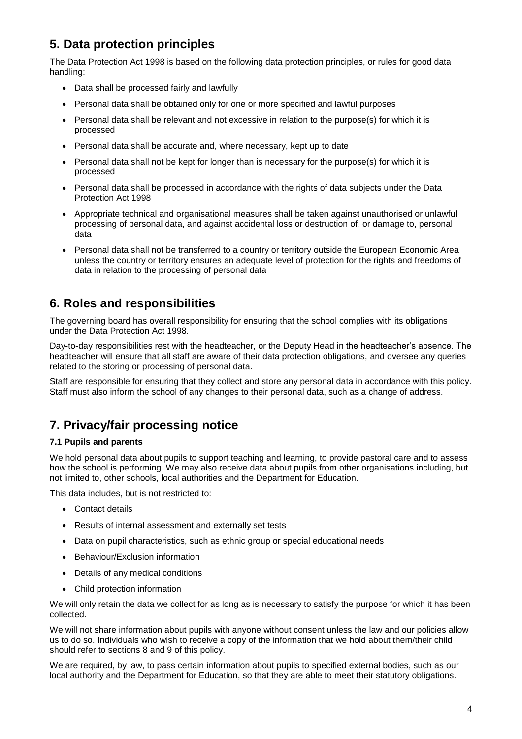## 5. Data protection principles

The Data Protection Act 1998 is based on the following data protection principles, or rules for good data handling:

- Data shall be processed fairly and lawfully
- Personal data shall be obtained only for one or more specified and lawful purposes
- Personal data shall be relevant and not excessive in relation to the purpose(s) for which it is processed
- Personal data shall be accurate and, where necessary, kept up to date
- Personal data shall not be kept for longer than is necessary for the purpose(s) for which it is processed
- Personal data shall be processed in accordance with the rights of data subjects under the Data Protection Act 1998
- Appropriate technical and organisational measures shall be taken against unauthorised or unlawful processing of personal data, and against accidental loss or destruction of, or damage to, personal data
- Personal data shall not be transferred to a country or territory outside the European Economic Area unless the country or territory ensures an adequate level of protection for the rights and freedoms of data in relation to the processing of personal data

## 6. Roles and responsibilities

The governing board has overall responsibility for ensuring that the school complies with its obligations under the Data Protection Act 1998.

Day-to-day responsibilities rest with the headteacher, or the Deputy Head in the headteacher's absence. The headteacher will ensure that all staff are aware of their data protection obligations, and oversee any queries related to the storing or processing of personal data.

Staff are responsible for ensuring that they collect and store any personal data in accordance with this policy. Staff must also inform the school of any changes to their personal data, such as a change of address.

## 7. Privacy/fair processing notice

### 7.1 Pupils and parents

We hold personal data about pupils to support teaching and learning, to provide pastoral care and to assess how the school is performing. We may also receive data about pupils from other organisations including, but not limited to, other schools, local authorities and the Department for Education.

This data includes, but is not restricted to:

- Contact details
- Results of internal assessment and externally set tests
- Data on pupil characteristics, such as ethnic group or special educational needs
- Behaviour/Exclusion information
- Details of any medical conditions
- Child protection information

We will only retain the data we collect for as long as is necessary to satisfy the purpose for which it has been collected.

We will not share information about pupils with anyone without consent unless the law and our policies allow us to do so. Individuals who wish to receive a copy of the information that we hold about them/their child should refer to sections 8 and 9 of this policy.

We are required, by law, to pass certain information about pupils to specified external bodies, such as our local authority and the Department for Education, so that they are able to meet their statutory obligations.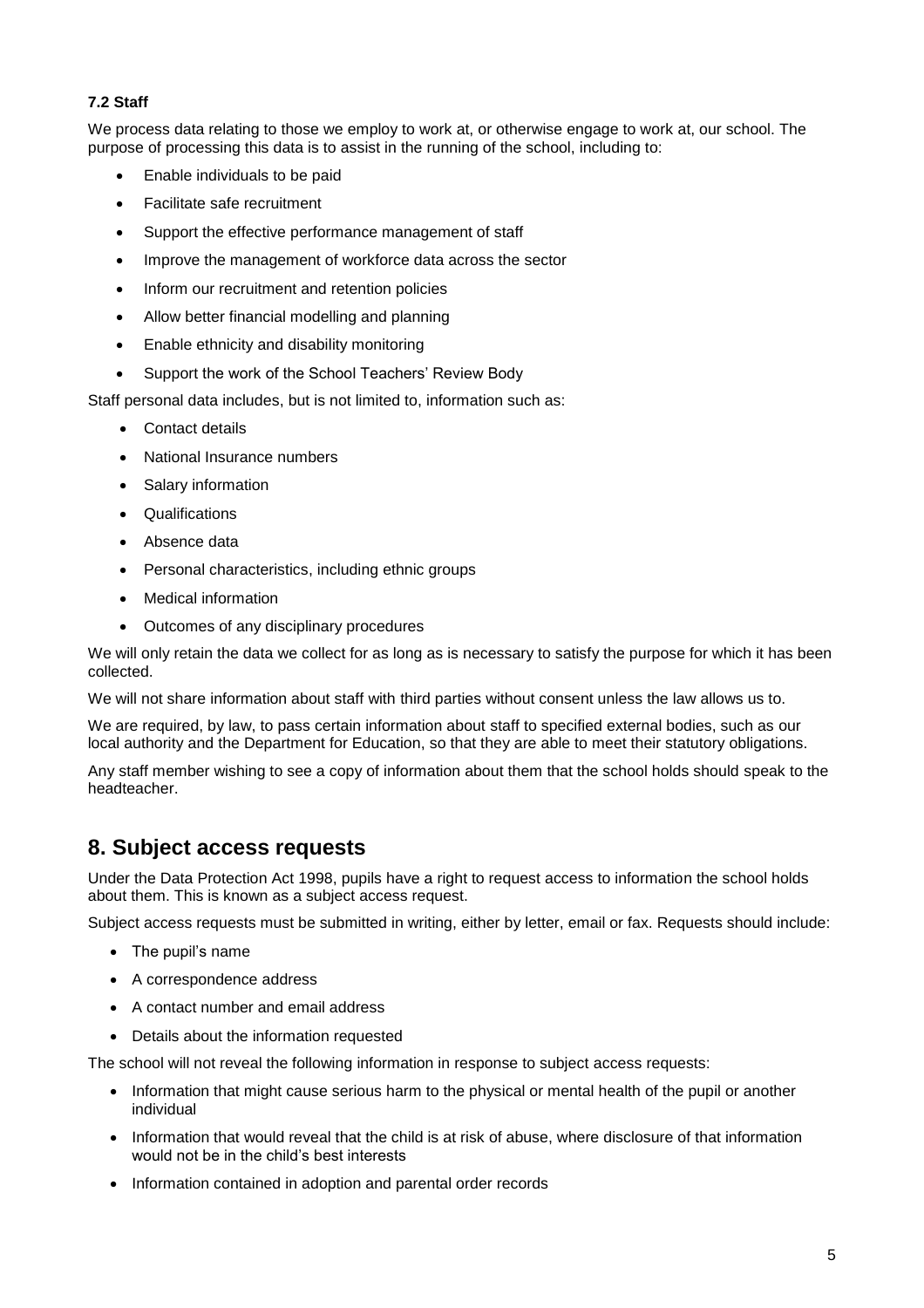#### 7.2 Staff

We process data relating to those we employ to work at, or otherwise engage to work at, our school. The purpose of processing this data is to assist in the running of the school, including to:

- Enable individuals to be paid
- Facilitate safe recruitment
- Support the effective performance management of staff
- Improve the management of workforce data across the sector
- Inform our recruitment and retention policies
- Allow better financial modelling and planning
- Enable ethnicity and disability monitoring
- Support the work of the School Teachers' Review Body

Staff personal data includes, but is not limited to, information such as:

- Contact details
- National Insurance numbers
- Salary information
- Qualifications
- Absence data
- Personal characteristics, including ethnic groups
- Medical information
- Outcomes of any disciplinary procedures

We will only retain the data we collect for as long as is necessary to satisfy the purpose for which it has been collected.

We will not share information about staff with third parties without consent unless the law allows us to.

We are required, by law, to pass certain information about staff to specified external bodies, such as our local authority and the Department for Education, so that they are able to meet their statutory obligations.

Any staff member wishing to see a copy of information about them that the school holds should speak to the headteacher.

## 8. Subject access requests

Under the Data Protection Act 1998, pupils have a right to request access to information the school holds about them. This is known as a subject access request.

Subject access requests must be submitted in writing, either by letter, email or fax. Requests should include:

- The pupil's name
- A correspondence address
- A contact number and email address
- Details about the information requested

The school will not reveal the following information in response to subject access requests:

- Information that might cause serious harm to the physical or mental health of the pupil or another individual
- Information that would reveal that the child is at risk of abuse, where disclosure of that information would not be in the child's best interests
- Information contained in adoption and parental order records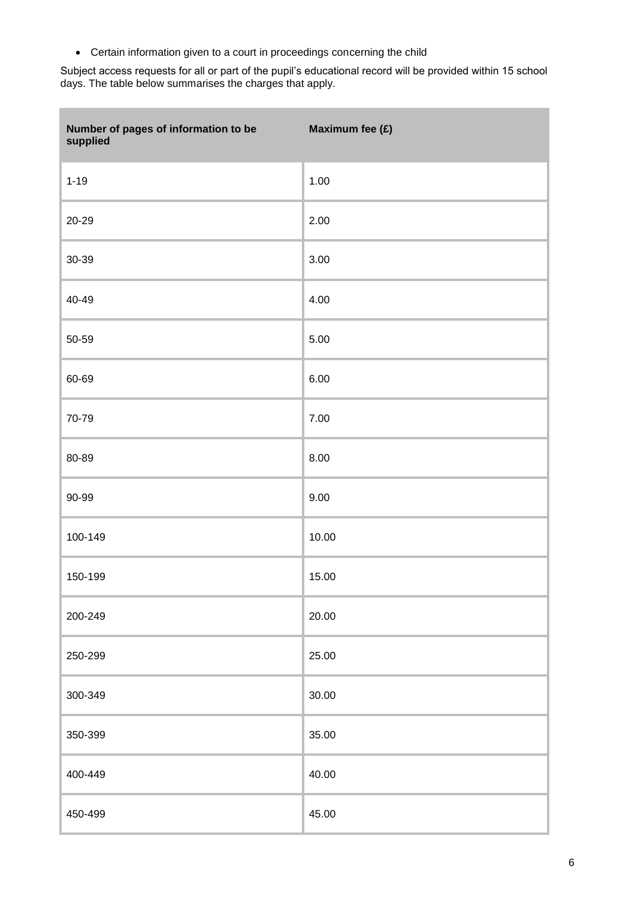- Certain information given to a court in proceedings concerning the child

Subject access requests for all or part of the pupil's educational record will be provided within 15 school days. The table below summarises the charges that apply.

| Number of pages of information to be supplied | Maximum fee (£) |
|---|---|
| 1-19 | 1.00 |
| 20-29 | 2.00 |
| 30-39 | 3.00 |
| 40-49 | 4.00 |
| 50-59 | 5.00 |
| 60-69 | 6.00 |
| 70-79 | 7.00 |
| 80-89 | 8.00 |
| 90-99 | 9.00 |
| 100-149 | 10.00 |
| 150-199 | 15.00 |
| 200-249 | 20.00 |
| 250-299 | 25.00 |
| 300-349 | 30.00 |
| 350-399 | 35.00 |
| 400-449 | 40.00 |
| 450-499 | 45.00 |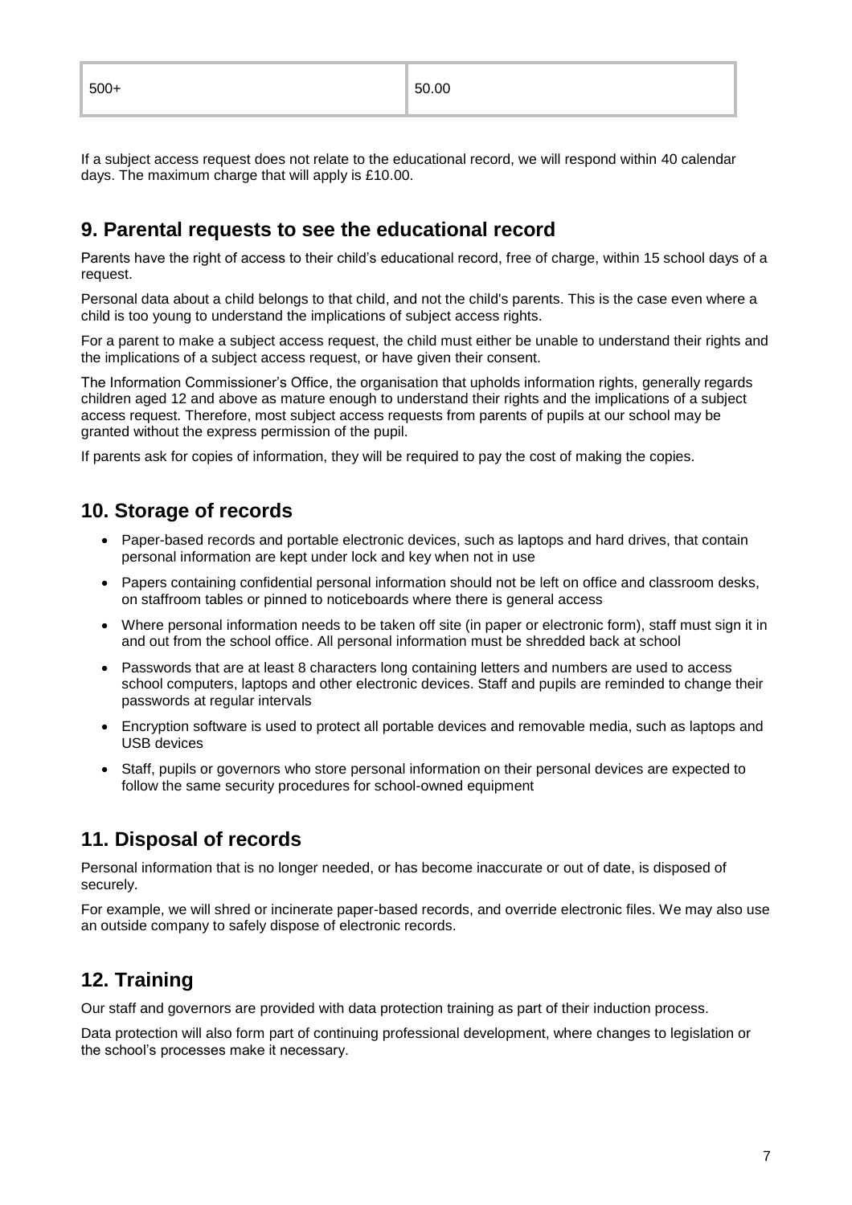| | |
|---|---|
| 500+ | 50.00 |

If a subject access request does not relate to the educational record, we will respond within 40 calendar days. The maximum charge that will apply is £10.00.

## 9. Parental requests to see the educational record

Parents have the right of access to their child's educational record, free of charge, within 15 school days of a request.

Personal data about a child belongs to that child, and not the child's parents. This is the case even where a child is too young to understand the implications of subject access rights.

For a parent to make a subject access request, the child must either be unable to understand their rights and the implications of a subject access request, or have given their consent.

The Information Commissioner's Office, the organisation that upholds information rights, generally regards children aged 12 and above as mature enough to understand their rights and the implications of a subject access request. Therefore, most subject access requests from parents of pupils at our school may be granted without the express permission of the pupil.

If parents ask for copies of information, they will be required to pay the cost of making the copies.

## 10. Storage of records

- Paper-based records and portable electronic devices, such as laptops and hard drives, that contain personal information are kept under lock and key when not in use
- Papers containing confidential personal information should not be left on office and classroom desks, on staffroom tables or pinned to noticeboards where there is general access
- Where personal information needs to be taken off site (in paper or electronic form), staff must sign it in and out from the school office. All personal information must be shredded back at school
- Passwords that are at least 8 characters long containing letters and numbers are used to access school computers, laptops and other electronic devices. Staff and pupils are reminded to change their passwords at regular intervals
- Encryption software is used to protect all portable devices and removable media, such as laptops and USB devices
- Staff, pupils or governors who store personal information on their personal devices are expected to follow the same security procedures for school-owned equipment

## 11. Disposal of records

Personal information that is no longer needed, or has become inaccurate or out of date, is disposed of securely.

For example, we will shred or incinerate paper-based records, and override electronic files. We may also use an outside company to safely dispose of electronic records.

## 12. Training

Our staff and governors are provided with data protection training as part of their induction process.

Data protection will also form part of continuing professional development, where changes to legislation or the school's processes make it necessary.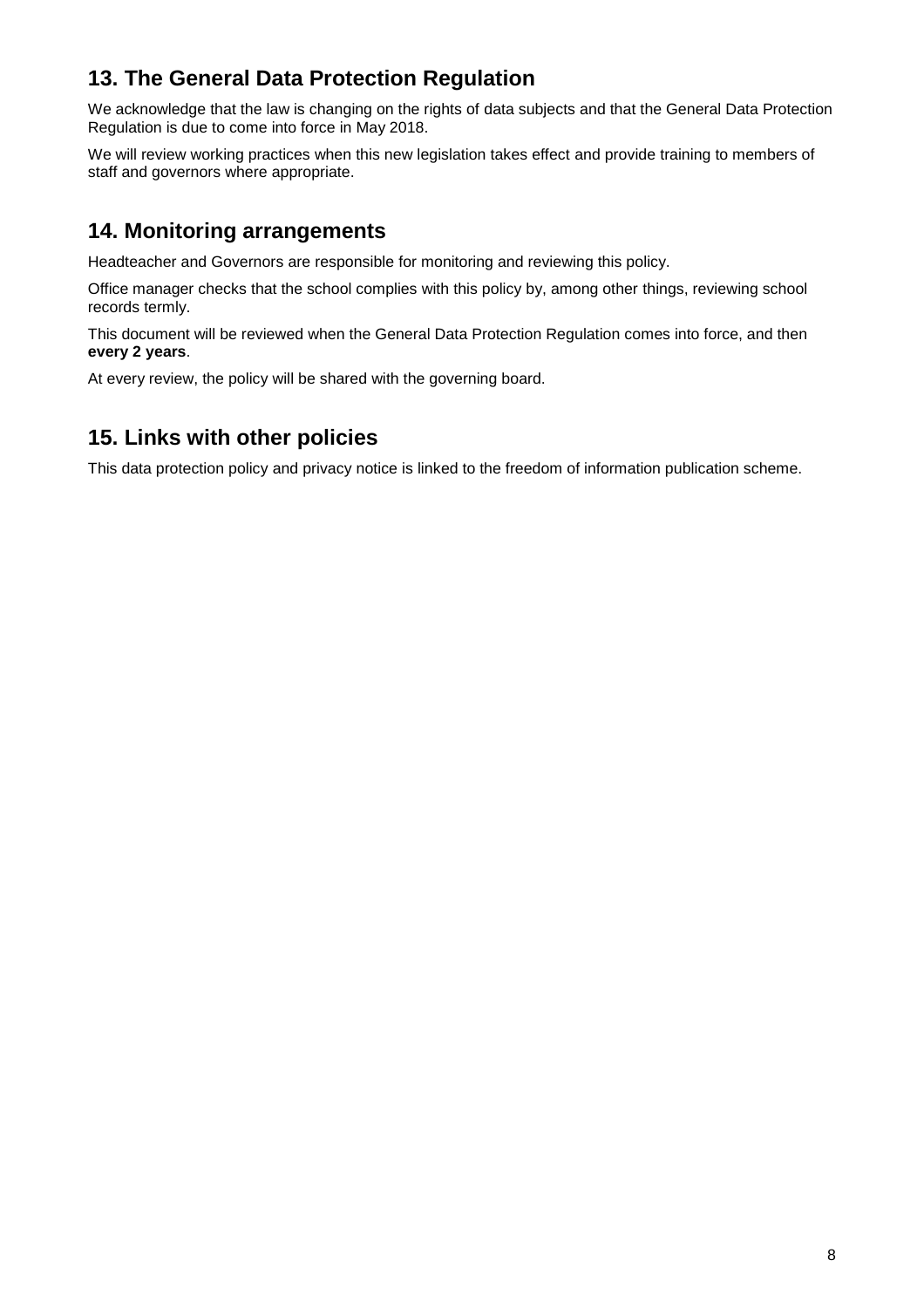## 13. The General Data Protection Regulation

We acknowledge that the law is changing on the rights of data subjects and that the General Data Protection Regulation is due to come into force in May 2018.

We will review working practices when this new legislation takes effect and provide training to members of staff and governors where appropriate.

## 14. Monitoring arrangements

Headteacher and Governors are responsible for monitoring and reviewing this policy.

Office manager checks that the school complies with this policy by, among other things, reviewing school records termly.

This document will be reviewed when the General Data Protection Regulation comes into force, and then **every 2 years**.

At every review, the policy will be shared with the governing board.

## 15. Links with other policies

This data protection policy and privacy notice is linked to the freedom of information publication scheme.